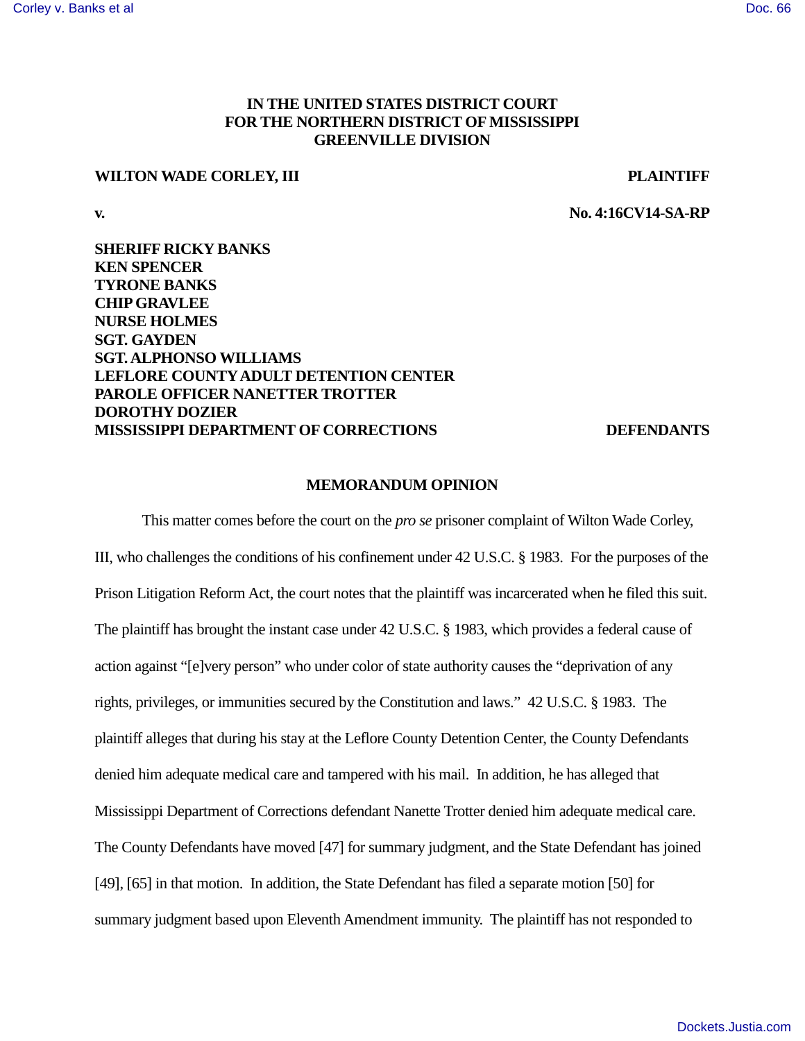**IN THE UNITED STATES DISTRICT COURT**
**FOR THE NORTHERN DISTRICT OF MISSISSIPPI**
**GREENVILLE DIVISION**

**WILTON WADE CORLEY, III** **PLAINTIFF**

**v.** **No. 4:16CV14-SA-RP**

**SHERIFF RICKY BANKS**
**KEN SPENCER**
**TYRONE BANKS**
**CHIP GRAVLEE**
**NURSE HOLMES**
**SGT. GAYDEN**
**SGT. ALPHONSO WILLIAMS**
**LEFLORE COUNTY ADULT DETENTION CENTER**
**PAROLE OFFICER NANETTER TROTTER**
**DOROTHY DOZIER**
**MISSISSIPPI DEPARTMENT OF CORRECTIONS** **DEFENDANTS**

# MEMORANDUM OPINION

This matter comes before the court on the *pro se* prisoner complaint of Wilton Wade Corley, III, who challenges the conditions of his confinement under 42 U.S.C. § 1983. For the purposes of the Prison Litigation Reform Act, the court notes that the plaintiff was incarcerated when he filed this suit. The plaintiff has brought the instant case under 42 U.S.C. § 1983, which provides a federal cause of action against "[e]very person" who under color of state authority causes the "deprivation of any rights, privileges, or immunities secured by the Constitution and laws." 42 U.S.C. § 1983. The plaintiff alleges that during his stay at the Leflore County Detention Center, the County Defendants denied him adequate medical care and tampered with his mail. In addition, he has alleged that Mississippi Department of Corrections defendant Nanette Trotter denied him adequate medical care. The County Defendants have moved [47] for summary judgment, and the State Defendant has joined [49], [65] in that motion. In addition, the State Defendant has filed a separate motion [50] for summary judgment based upon Eleventh Amendment immunity. The plaintiff has not responded to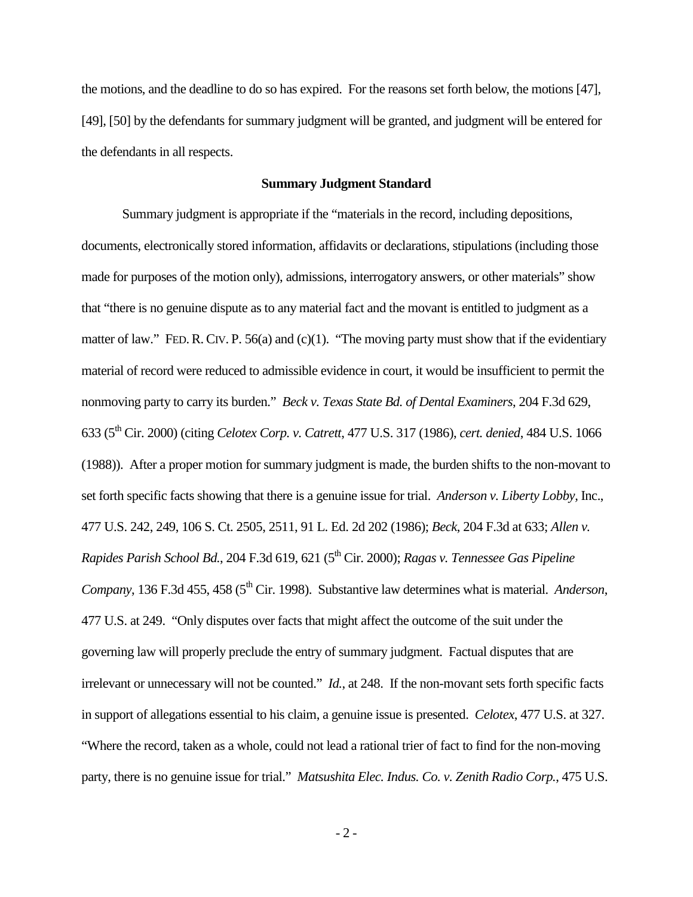the motions, and the deadline to do so has expired. For the reasons set forth below, the motions [47], [49], [50] by the defendants for summary judgment will be granted, and judgment will be entered for the defendants in all respects.

## Summary Judgment Standard

Summary judgment is appropriate if the "materials in the record, including depositions, documents, electronically stored information, affidavits or declarations, stipulations (including those made for purposes of the motion only), admissions, interrogatory answers, or other materials" show that "there is no genuine dispute as to any material fact and the movant is entitled to judgment as a matter of law." FED. R. CIV. P. 56(a) and (c)(1). "The moving party must show that if the evidentiary material of record were reduced to admissible evidence in court, it would be insufficient to permit the nonmoving party to carry its burden." *Beck v. Texas State Bd. of Dental Examiners*, 204 F.3d 629, 633 (5th Cir. 2000) (citing *Celotex Corp. v. Catrett*, 477 U.S. 317 (1986), *cert. denied*, 484 U.S. 1066 (1988)). After a proper motion for summary judgment is made, the burden shifts to the non-movant to set forth specific facts showing that there is a genuine issue for trial. *Anderson v. Liberty Lobby*, Inc., 477 U.S. 242, 249, 106 S. Ct. 2505, 2511, 91 L. Ed. 2d 202 (1986); *Beck*, 204 F.3d at 633; *Allen v. Rapides Parish School Bd.*, 204 F.3d 619, 621 (5th Cir. 2000); *Ragas v. Tennessee Gas Pipeline Company*, 136 F.3d 455, 458 (5th Cir. 1998). Substantive law determines what is material. *Anderson*, 477 U.S. at 249. "Only disputes over facts that might affect the outcome of the suit under the governing law will properly preclude the entry of summary judgment. Factual disputes that are irrelevant or unnecessary will not be counted." *Id.*, at 248. If the non-movant sets forth specific facts in support of allegations essential to his claim, a genuine issue is presented. *Celotex*, 477 U.S. at 327. "Where the record, taken as a whole, could not lead a rational trier of fact to find for the non-moving party, there is no genuine issue for trial." *Matsushita Elec. Indus. Co. v. Zenith Radio Corp.*, 475 U.S.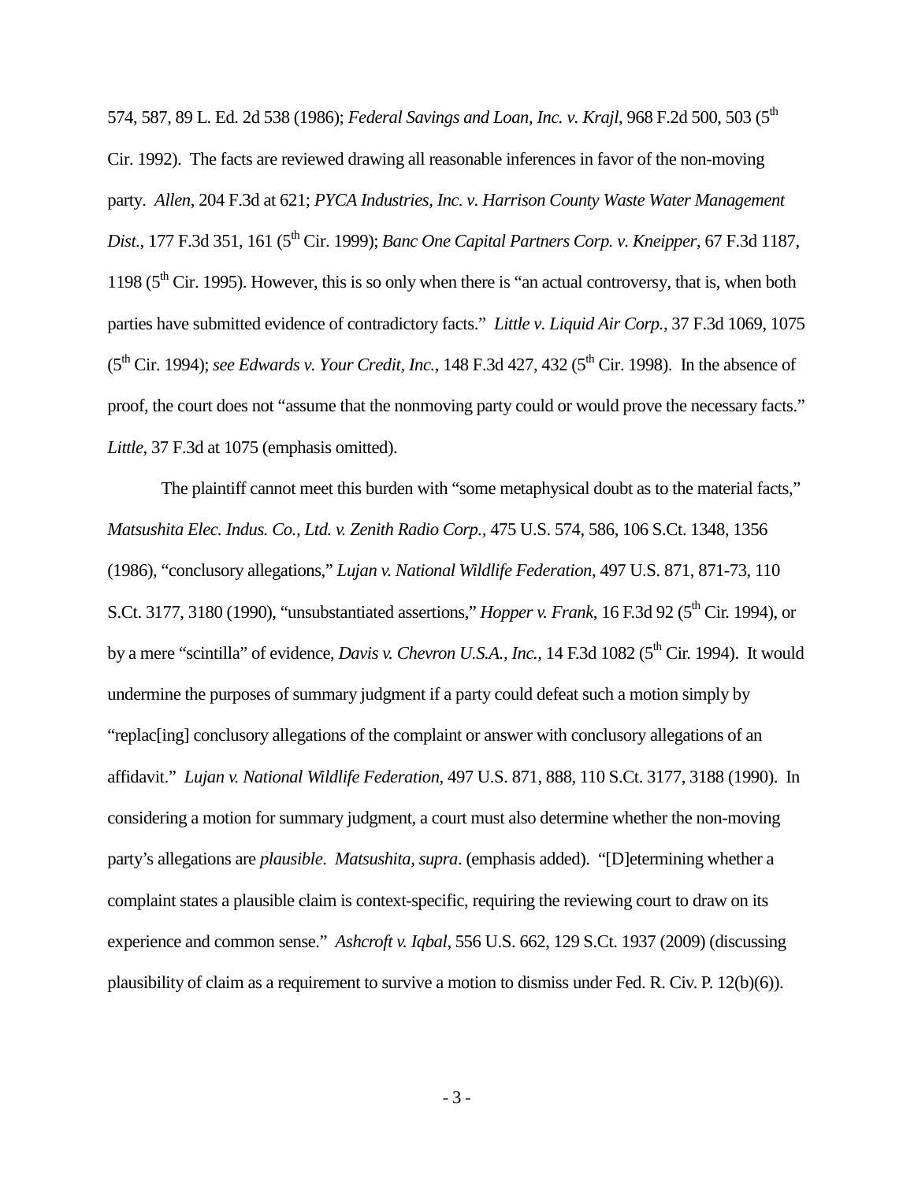574, 587, 89 L. Ed. 2d 538 (1986); *Federal Savings and Loan, Inc. v. Krajl*, 968 F.2d 500, 503 (5th Cir. 1992). The facts are reviewed drawing all reasonable inferences in favor of the non-moving party. *Allen*, 204 F.3d at 621; *PYCA Industries, Inc. v. Harrison County Waste Water Management Dist.*, 177 F.3d 351, 161 (5th Cir. 1999); *Banc One Capital Partners Corp. v. Kneipper*, 67 F.3d 1187, 1198 (5th Cir. 1995). However, this is so only when there is "an actual controversy, that is, when both parties have submitted evidence of contradictory facts." *Little v. Liquid Air Corp.*, 37 F.3d 1069, 1075 (5th Cir. 1994); *see Edwards v. Your Credit, Inc.*, 148 F.3d 427, 432 (5th Cir. 1998). In the absence of proof, the court does not "assume that the nonmoving party could or would prove the necessary facts." *Little*, 37 F.3d at 1075 (emphasis omitted).

The plaintiff cannot meet this burden with "some metaphysical doubt as to the material facts," *Matsushita Elec. Indus. Co., Ltd. v. Zenith Radio Corp.*, 475 U.S. 574, 586, 106 S.Ct. 1348, 1356 (1986), "conclusory allegations," *Lujan v. National Wildlife Federation*, 497 U.S. 871, 871-73, 110 S.Ct. 3177, 3180 (1990), "unsubstantiated assertions," *Hopper v. Frank*, 16 F.3d 92 (5th Cir. 1994), or by a mere "scintilla" of evidence, *Davis v. Chevron U.S.A., Inc.*, 14 F.3d 1082 (5th Cir. 1994). It would undermine the purposes of summary judgment if a party could defeat such a motion simply by "replac[ing] conclusory allegations of the complaint or answer with conclusory allegations of an affidavit." *Lujan v. National Wildlife Federation*, 497 U.S. 871, 888, 110 S.Ct. 3177, 3188 (1990). In considering a motion for summary judgment, a court must also determine whether the non-moving party's allegations are *plausible*. *Matsushita, supra*. (emphasis added). "[D]etermining whether a complaint states a plausible claim is context-specific, requiring the reviewing court to draw on its experience and common sense." *Ashcroft v. Iqbal*, 556 U.S. 662, 129 S.Ct. 1937 (2009) (discussing plausibility of claim as a requirement to survive a motion to dismiss under Fed. R. Civ. P. 12(b)(6)).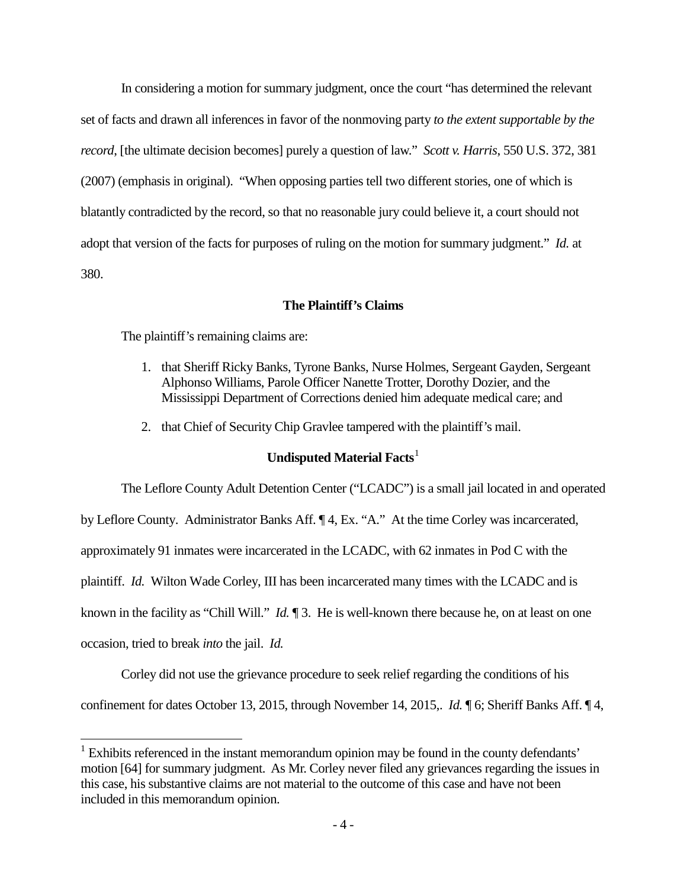In considering a motion for summary judgment, once the court "has determined the relevant set of facts and drawn all inferences in favor of the nonmoving party *to the extent supportable by the record*, [the ultimate decision becomes] purely a question of law." *Scott v. Harris*, 550 U.S. 372, 381 (2007) (emphasis in original). "When opposing parties tell two different stories, one of which is blatantly contradicted by the record, so that no reasonable jury could believe it, a court should not adopt that version of the facts for purposes of ruling on the motion for summary judgment." *Id.* at 380.

**The Plaintiff's Claims**

The plaintiff's remaining claims are:

1. that Sheriff Ricky Banks, Tyrone Banks, Nurse Holmes, Sergeant Gayden, Sergeant Alphonso Williams, Parole Officer Nanette Trotter, Dorothy Dozier, and the Mississippi Department of Corrections denied him adequate medical care; and
2. that Chief of Security Chip Gravlee tampered with the plaintiff's mail.

**Undisputed Material Facts**[1]

The Leflore County Adult Detention Center ("LCADC") is a small jail located in and operated by Leflore County. Administrator Banks Aff. ¶ 4, Ex. "A." At the time Corley was incarcerated, approximately 91 inmates were incarcerated in the LCADC, with 62 inmates in Pod C with the plaintiff. *Id.* Wilton Wade Corley, III has been incarcerated many times with the LCADC and is known in the facility as "Chill Will." *Id.* ¶ 3. He is well-known there because he, on at least on one occasion, tried to break *into* the jail. *Id.*

Corley did not use the grievance procedure to seek relief regarding the conditions of his confinement for dates October 13, 2015, through November 14, 2015,. *Id.* ¶ 6; Sheriff Banks Aff. ¶ 4,

[1] Exhibits referenced in the instant memorandum opinion may be found in the county defendants' motion [64] for summary judgment. As Mr. Corley never filed any grievances regarding the issues in this case, his substantive claims are not material to the outcome of this case and have not been included in this memorandum opinion.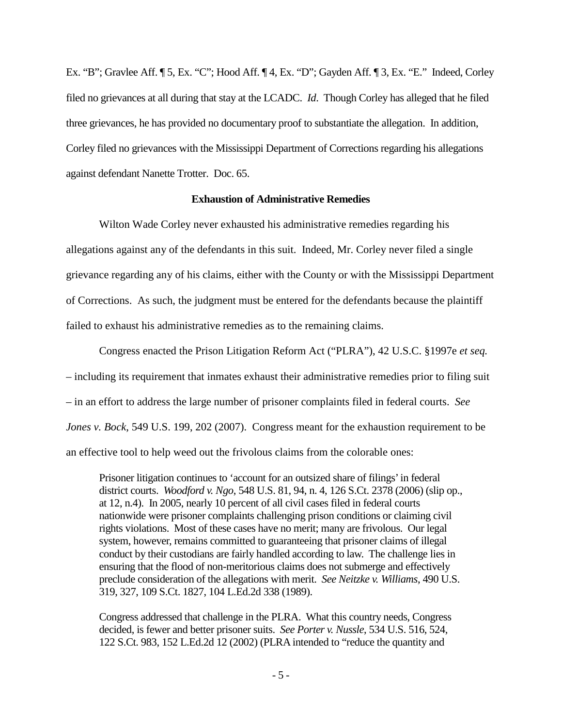Ex. "B"; Gravlee Aff. ¶ 5, Ex. "C"; Hood Aff. ¶ 4, Ex. "D"; Gayden Aff. ¶ 3, Ex. "E." Indeed, Corley filed no grievances at all during that stay at the LCADC. *Id*. Though Corley has alleged that he filed three grievances, he has provided no documentary proof to substantiate the allegation. In addition, Corley filed no grievances with the Mississippi Department of Corrections regarding his allegations against defendant Nanette Trotter. Doc. 65.

**Exhaustion of Administrative Remedies**

Wilton Wade Corley never exhausted his administrative remedies regarding his allegations against any of the defendants in this suit. Indeed, Mr. Corley never filed a single grievance regarding any of his claims, either with the County or with the Mississippi Department of Corrections. As such, the judgment must be entered for the defendants because the plaintiff failed to exhaust his administrative remedies as to the remaining claims.

Congress enacted the Prison Litigation Reform Act ("PLRA"), 42 U.S.C. §1997e *et seq.* – including its requirement that inmates exhaust their administrative remedies prior to filing suit – in an effort to address the large number of prisoner complaints filed in federal courts. *See Jones v. Bock*, 549 U.S. 199, 202 (2007). Congress meant for the exhaustion requirement to be an effective tool to help weed out the frivolous claims from the colorable ones:

> Prisoner litigation continues to 'account for an outsized share of filings' in federal district courts. *Woodford v. Ngo*, 548 U.S. 81, 94, n. 4, 126 S.Ct. 2378 (2006) (slip op., at 12, n.4). In 2005, nearly 10 percent of all civil cases filed in federal courts nationwide were prisoner complaints challenging prison conditions or claiming civil rights violations. Most of these cases have no merit; many are frivolous. Our legal system, however, remains committed to guaranteeing that prisoner claims of illegal conduct by their custodians are fairly handled according to law. The challenge lies in ensuring that the flood of non-meritorious claims does not submerge and effectively preclude consideration of the allegations with merit. *See Neitzke v. Williams*, 490 U.S. 319, 327, 109 S.Ct. 1827, 104 L.Ed.2d 338 (1989).
>
> Congress addressed that challenge in the PLRA. What this country needs, Congress decided, is fewer and better prisoner suits. *See Porter v. Nussle*, 534 U.S. 516, 524, 122 S.Ct. 983, 152 L.Ed.2d 12 (2002) (PLRA intended to "reduce the quantity and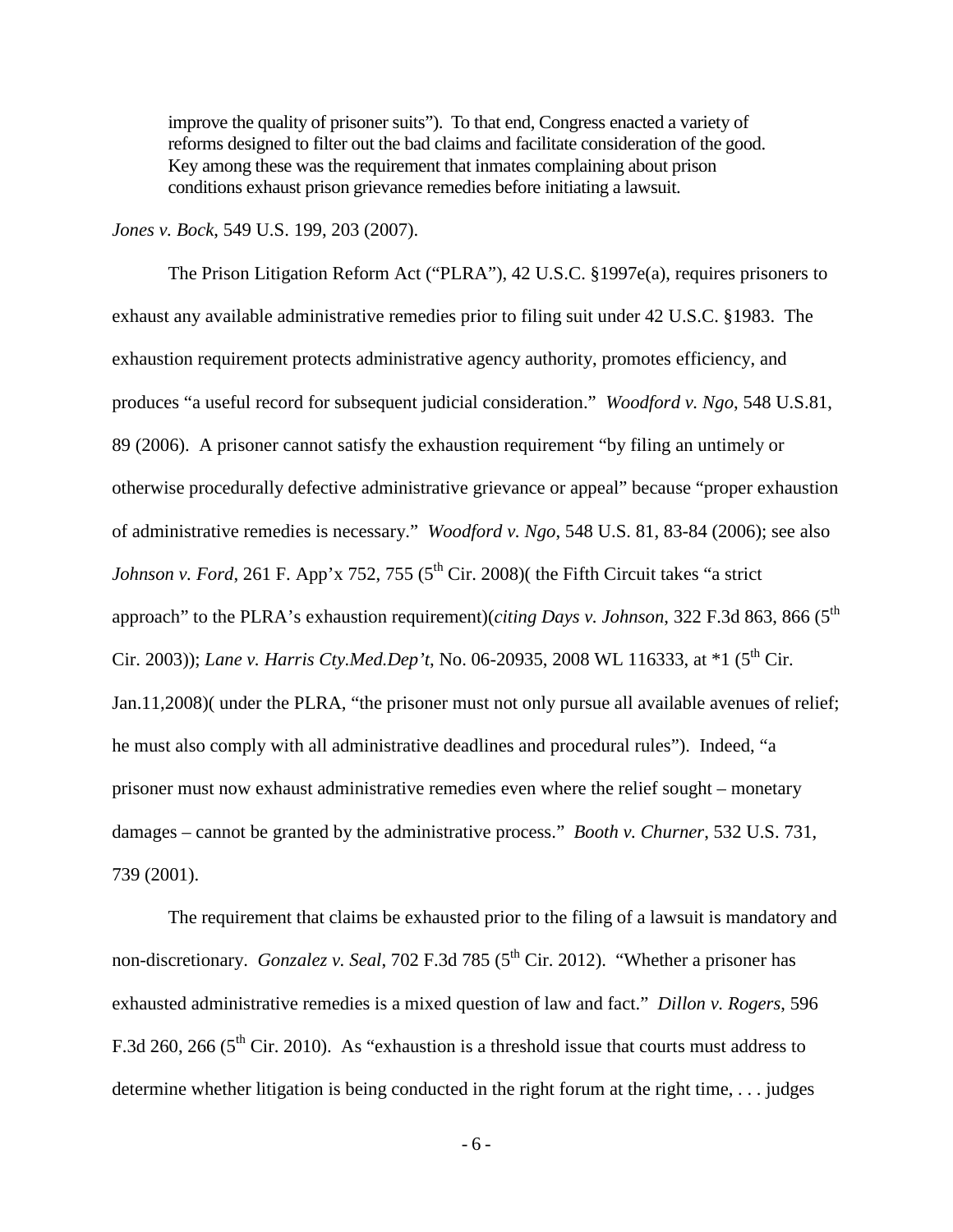> improve the quality of prisoner suits"). To that end, Congress enacted a variety of reforms designed to filter out the bad claims and facilitate consideration of the good. Key among these was the requirement that inmates complaining about prison conditions exhaust prison grievance remedies before initiating a lawsuit.

*Jones v. Bock*, 549 U.S. 199, 203 (2007).

The Prison Litigation Reform Act ("PLRA"), 42 U.S.C. §1997e(a), requires prisoners to exhaust any available administrative remedies prior to filing suit under 42 U.S.C. §1983. The exhaustion requirement protects administrative agency authority, promotes efficiency, and produces "a useful record for subsequent judicial consideration." *Woodford v. Ngo*, 548 U.S.81, 89 (2006). A prisoner cannot satisfy the exhaustion requirement "by filing an untimely or otherwise procedurally defective administrative grievance or appeal" because "proper exhaustion of administrative remedies is necessary." *Woodford v. Ngo*, 548 U.S. 81, 83-84 (2006); see also *Johnson v. Ford*, 261 F. App'x 752, 755 (5th Cir. 2008)( the Fifth Circuit takes "a strict approach" to the PLRA's exhaustion requirement)(*citing Days v. Johnson*, 322 F.3d 863, 866 (5th Cir. 2003)); *Lane v. Harris Cty.Med.Dep't*, No. 06-20935, 2008 WL 116333, at *1 (5th Cir. Jan.11,2008)( under the PLRA, "the prisoner must not only pursue all available avenues of relief; he must also comply with all administrative deadlines and procedural rules"). Indeed, "a prisoner must now exhaust administrative remedies even where the relief sought – monetary damages – cannot be granted by the administrative process." *Booth v. Churner*, 532 U.S. 731, 739 (2001).

The requirement that claims be exhausted prior to the filing of a lawsuit is mandatory and non-discretionary. *Gonzalez v. Seal*, 702 F.3d 785 (5th Cir. 2012). "Whether a prisoner has exhausted administrative remedies is a mixed question of law and fact." *Dillon v. Rogers*, 596 F.3d 260, 266 (5th Cir. 2010). As "exhaustion is a threshold issue that courts must address to determine whether litigation is being conducted in the right forum at the right time, . . . judges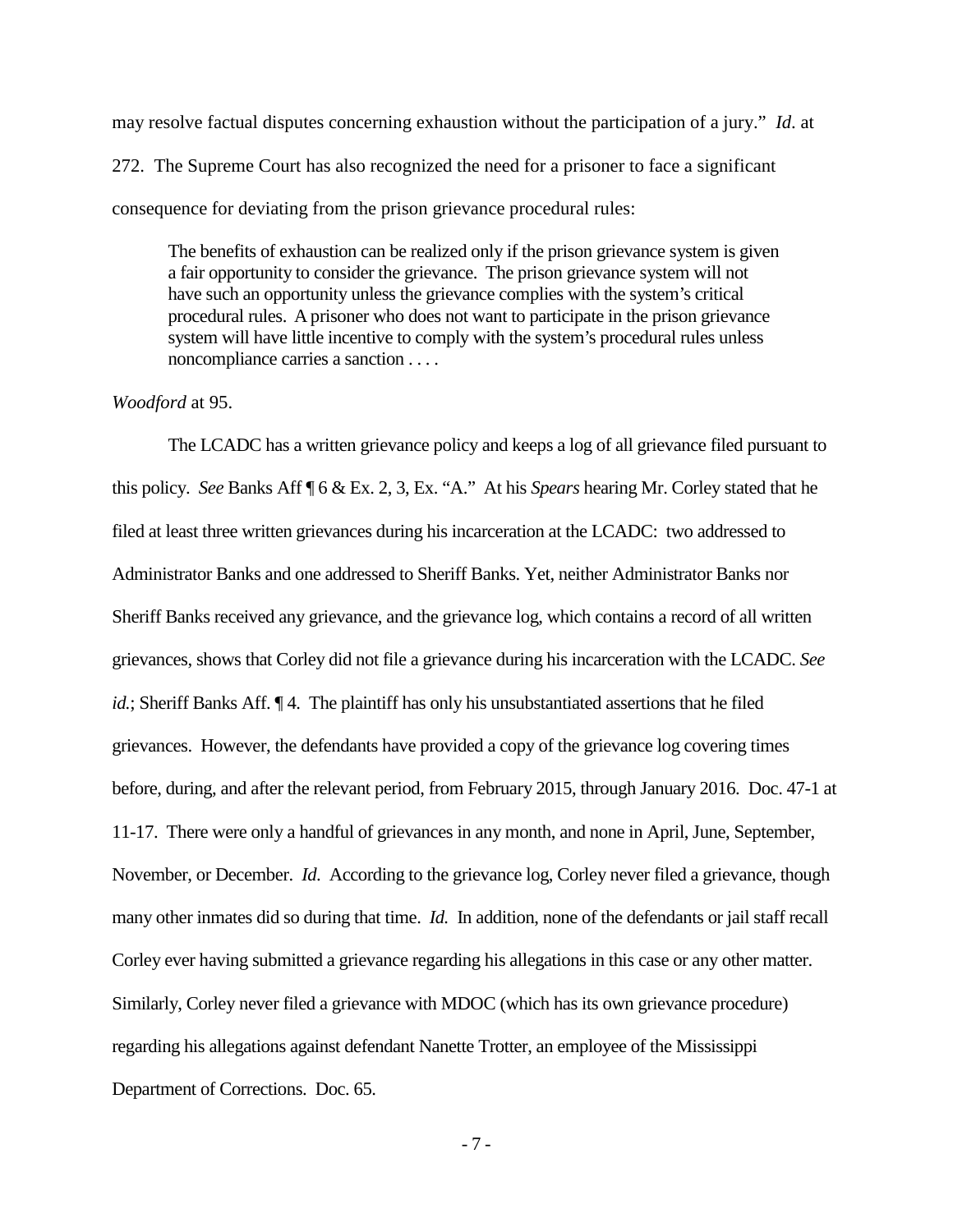may resolve factual disputes concerning exhaustion without the participation of a jury." *Id*. at 272. The Supreme Court has also recognized the need for a prisoner to face a significant consequence for deviating from the prison grievance procedural rules:

> The benefits of exhaustion can be realized only if the prison grievance system is given a fair opportunity to consider the grievance. The prison grievance system will not have such an opportunity unless the grievance complies with the system's critical procedural rules. A prisoner who does not want to participate in the prison grievance system will have little incentive to comply with the system's procedural rules unless noncompliance carries a sanction . . . .

*Woodford* at 95.

The LCADC has a written grievance policy and keeps a log of all grievance filed pursuant to this policy. *See* Banks Aff ¶ 6 & Ex. 2, 3, Ex. "A." At his *Spears* hearing Mr. Corley stated that he filed at least three written grievances during his incarceration at the LCADC: two addressed to Administrator Banks and one addressed to Sheriff Banks. Yet, neither Administrator Banks nor Sheriff Banks received any grievance, and the grievance log, which contains a record of all written grievances, shows that Corley did not file a grievance during his incarceration with the LCADC. *See id.*; Sheriff Banks Aff. ¶ 4. The plaintiff has only his unsubstantiated assertions that he filed grievances. However, the defendants have provided a copy of the grievance log covering times before, during, and after the relevant period, from February 2015, through January 2016. Doc. 47-1 at 11-17. There were only a handful of grievances in any month, and none in April, June, September, November, or December. *Id.* According to the grievance log, Corley never filed a grievance, though many other inmates did so during that time. *Id.* In addition, none of the defendants or jail staff recall Corley ever having submitted a grievance regarding his allegations in this case or any other matter. Similarly, Corley never filed a grievance with MDOC (which has its own grievance procedure) regarding his allegations against defendant Nanette Trotter, an employee of the Mississippi Department of Corrections. Doc. 65.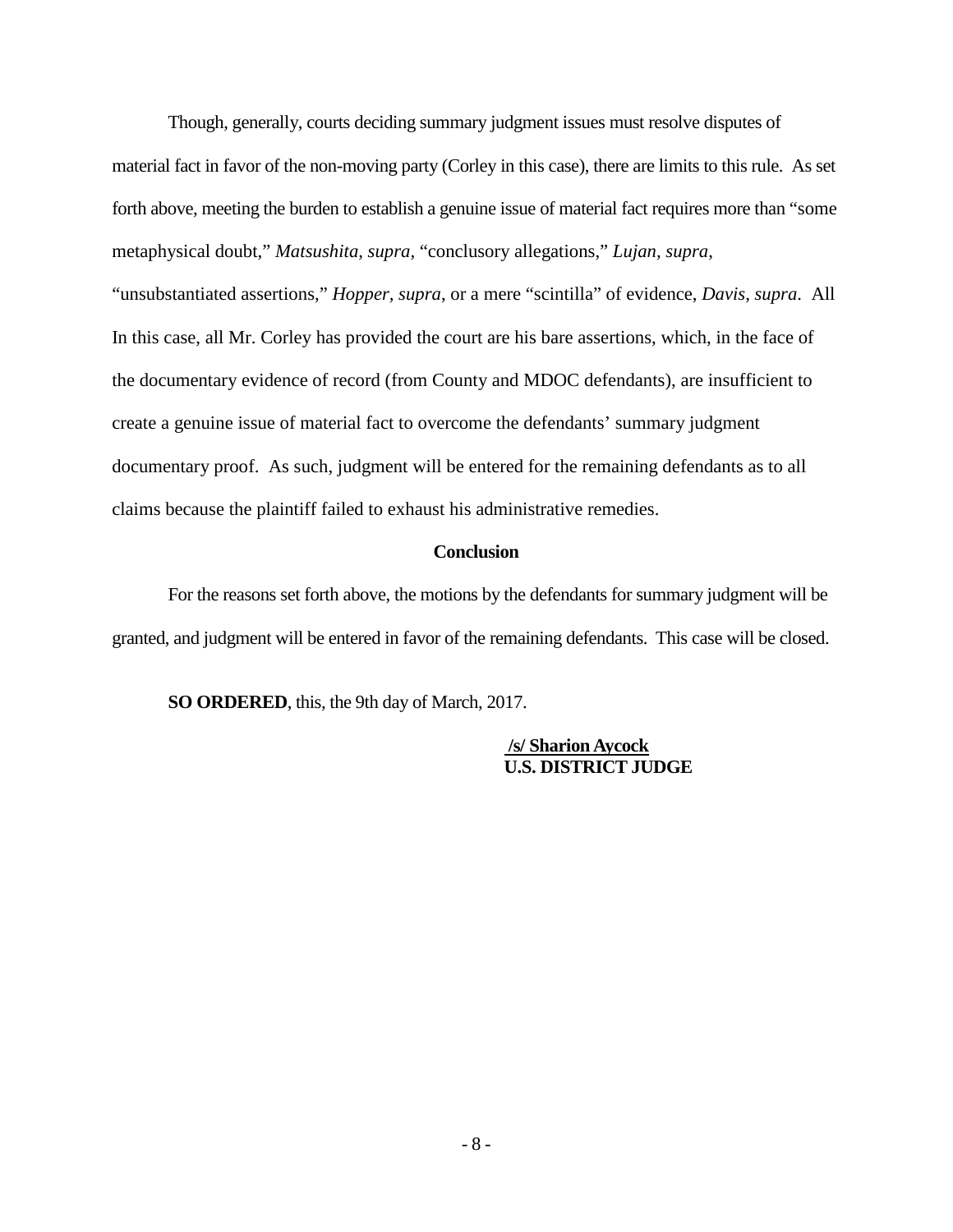Though, generally, courts deciding summary judgment issues must resolve disputes of material fact in favor of the non-moving party (Corley in this case), there are limits to this rule. As set forth above, meeting the burden to establish a genuine issue of material fact requires more than "some metaphysical doubt," *Matsushita, supra,* "conclusory allegations," *Lujan, supra*, "unsubstantiated assertions," *Hopper, supra*, or a mere "scintilla" of evidence, *Davis, supra*. All In this case, all Mr. Corley has provided the court are his bare assertions, which, in the face of the documentary evidence of record (from County and MDOC defendants), are insufficient to create a genuine issue of material fact to overcome the defendants' summary judgment documentary proof. As such, judgment will be entered for the remaining defendants as to all claims because the plaintiff failed to exhaust his administrative remedies.

**Conclusion**

For the reasons set forth above, the motions by the defendants for summary judgment will be granted, and judgment will be entered in favor of the remaining defendants. This case will be closed.

**SO ORDERED**, this, the 9th day of March, 2017.

**/s/ Sharion Aycock**
**U.S. DISTRICT JUDGE**